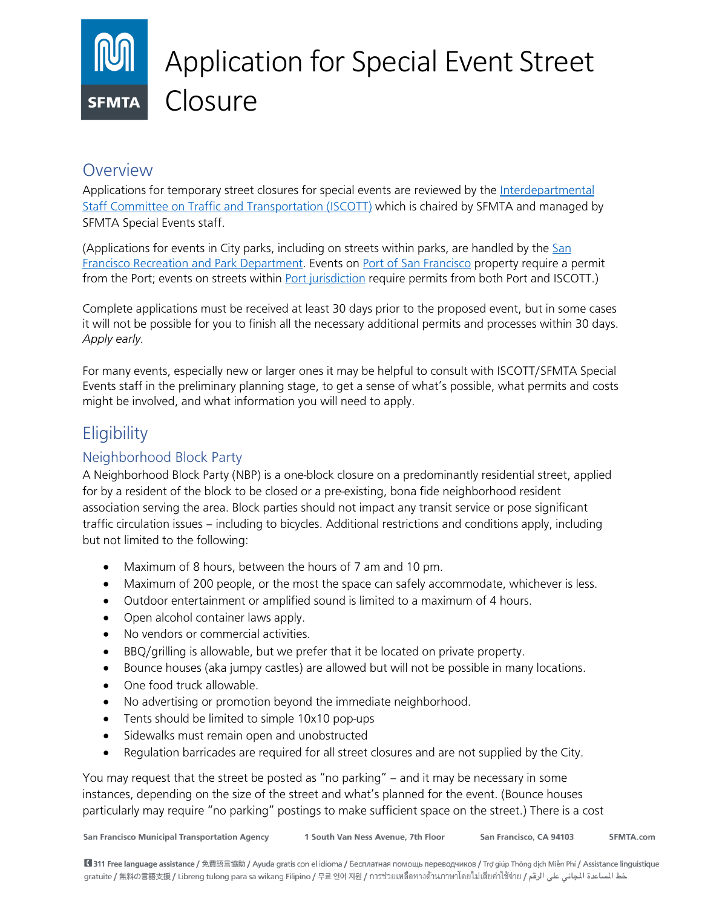# Application for Special Event Street Closure

## Overview

Applications for temporary street closures for special events are reviewed by the Interdepartmental Staff Committee on Traffic and Transportation (ISCOTT) which is chaired by SFMTA and managed by SFMTA Special Events staff.

(Applications for events in City parks, including on streets within parks, are handled by the San Francisco Recreation and Park Department. Events on Port of San Francisco property require a permit from the Port; events on streets within Port jurisdiction require permits from both Port and ISCOTT.)

Complete applications must be received at least 30 days prior to the proposed event, but in some cases it will not be possible for you to finish all the necessary additional permits and processes within 30 days. *Apply early.*

For many events, especially new or larger ones it may be helpful to consult with ISCOTT/SFMTA Special Events staff in the preliminary planning stage, to get a sense of what's possible, what permits and costs might be involved, and what information you will need to apply.

## Eligibility

### Neighborhood Block Party

A Neighborhood Block Party (NBP) is a one-block closure on a predominantly residential street, applied for by a resident of the block to be closed or a pre-existing, bona fide neighborhood resident association serving the area. Block parties should not impact any transit service or pose significant traffic circulation issues – including to bicycles. Additional restrictions and conditions apply, including but not limited to the following:

- Maximum of 8 hours, between the hours of 7 am and 10 pm.
- Maximum of 200 people, or the most the space can safely accommodate, whichever is less.
- Outdoor entertainment or amplified sound is limited to a maximum of 4 hours.
- Open alcohol container laws apply.
- No vendors or commercial activities.
- BBQ/grilling is allowable, but we prefer that it be located on private property.
- Bounce houses (aka jumpy castles) are allowed but will not be possible in many locations.
- One food truck allowable.
- No advertising or promotion beyond the immediate neighborhood.
- Tents should be limited to simple 10x10 pop-ups
- Sidewalks must remain open and unobstructed
- Regulation barricades are required for all street closures and are not supplied by the City.

You may request that the street be posted as "no parking" – and it may be necessary in some instances, depending on the size of the street and what's planned for the event. (Bounce houses particularly may require "no parking" postings to make sufficient space on the street.) There is a cost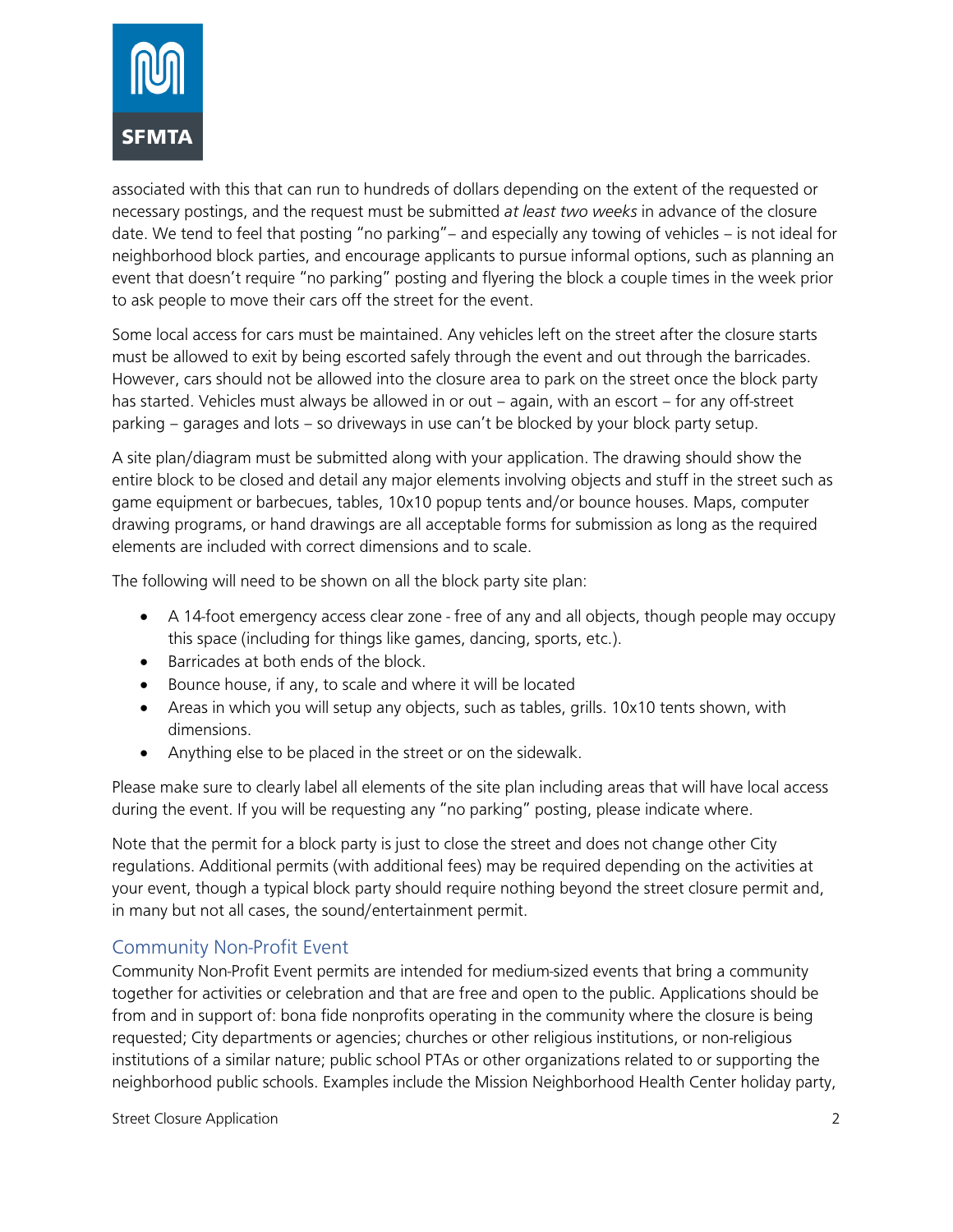associated with this that can run to hundreds of dollars depending on the extent of the requested or necessary postings, and the request must be submitted *at least two weeks* in advance of the closure date. We tend to feel that posting "no parking"– and especially any towing of vehicles – is not ideal for neighborhood block parties, and encourage applicants to pursue informal options, such as planning an event that doesn't require "no parking" posting and flyering the block a couple times in the week prior to ask people to move their cars off the street for the event.

Some local access for cars must be maintained. Any vehicles left on the street after the closure starts must be allowed to exit by being escorted safely through the event and out through the barricades. However, cars should not be allowed into the closure area to park on the street once the block party has started. Vehicles must always be allowed in or out – again, with an escort – for any off-street parking – garages and lots – so driveways in use can't be blocked by your block party setup.

A site plan/diagram must be submitted along with your application. The drawing should show the entire block to be closed and detail any major elements involving objects and stuff in the street such as game equipment or barbecues, tables, 10x10 popup tents and/or bounce houses. Maps, computer drawing programs, or hand drawings are all acceptable forms for submission as long as the required elements are included with correct dimensions and to scale.

The following will need to be shown on all the block party site plan:

- A 14-foot emergency access clear zone - free of any and all objects, though people may occupy this space (including for things like games, dancing, sports, etc.).
- Barricades at both ends of the block.
- Bounce house, if any, to scale and where it will be located
- Areas in which you will setup any objects, such as tables, grills. 10x10 tents shown, with dimensions.
- Anything else to be placed in the street or on the sidewalk.

Please make sure to clearly label all elements of the site plan including areas that will have local access during the event. If you will be requesting any "no parking" posting, please indicate where.

Note that the permit for a block party is just to close the street and does not change other City regulations. Additional permits (with additional fees) may be required depending on the activities at your event, though a typical block party should require nothing beyond the street closure permit and, in many but not all cases, the sound/entertainment permit.

## Community Non-Profit Event

Community Non-Profit Event permits are intended for medium-sized events that bring a community together for activities or celebration and that are free and open to the public. Applications should be from and in support of: bona fide nonprofits operating in the community where the closure is being requested; City departments or agencies; churches or other religious institutions, or non-religious institutions of a similar nature; public school PTAs or other organizations related to or supporting the neighborhood public schools. Examples include the Mission Neighborhood Health Center holiday party,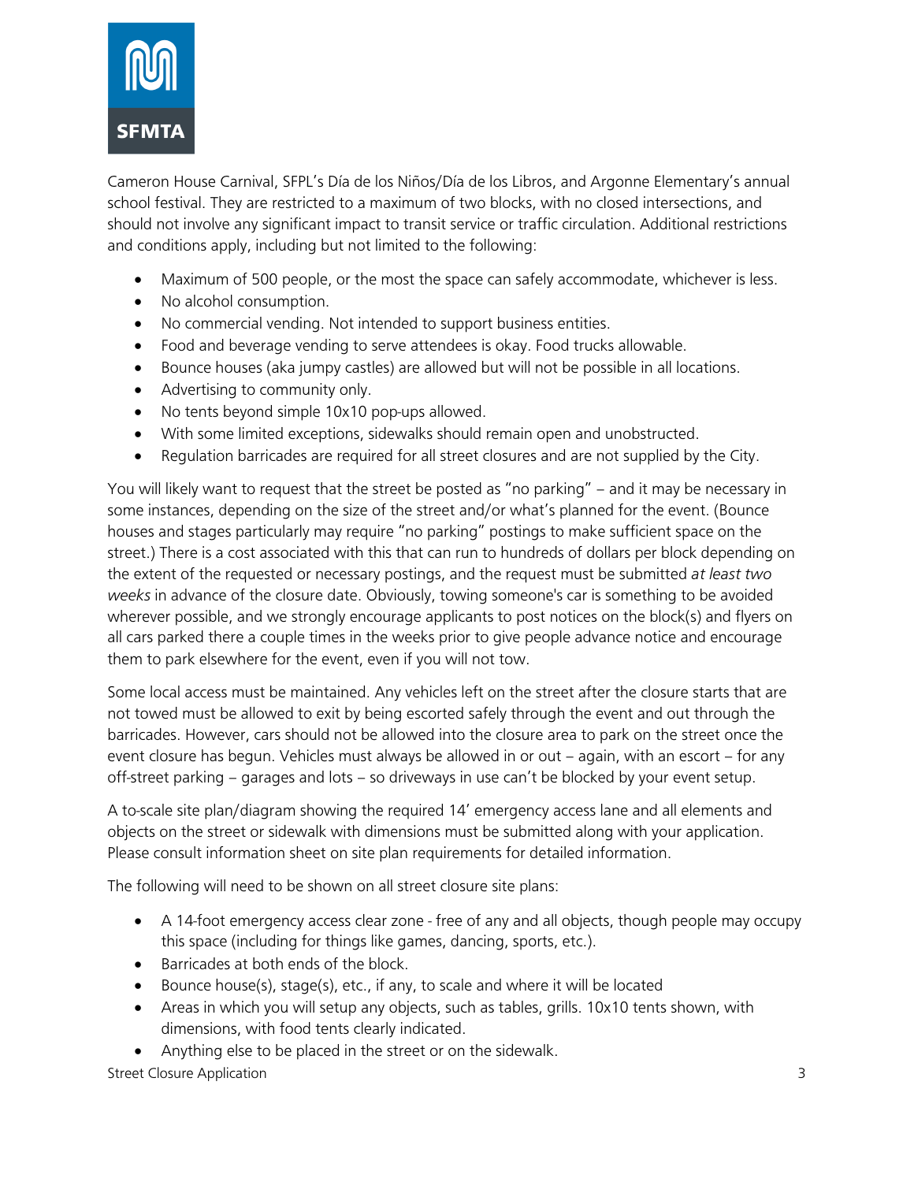Cameron House Carnival, SFPL's Día de los Niños/Día de los Libros, and Argonne Elementary's annual school festival. They are restricted to a maximum of two blocks, with no closed intersections, and should not involve any significant impact to transit service or traffic circulation. Additional restrictions and conditions apply, including but not limited to the following:

- Maximum of 500 people, or the most the space can safely accommodate, whichever is less.
- No alcohol consumption.
- No commercial vending. Not intended to support business entities.
- Food and beverage vending to serve attendees is okay. Food trucks allowable.
- Bounce houses (aka jumpy castles) are allowed but will not be possible in all locations.
- Advertising to community only.
- No tents beyond simple 10x10 pop-ups allowed.
- With some limited exceptions, sidewalks should remain open and unobstructed.
- Regulation barricades are required for all street closures and are not supplied by the City.

You will likely want to request that the street be posted as "no parking" – and it may be necessary in some instances, depending on the size of the street and/or what's planned for the event. (Bounce houses and stages particularly may require "no parking" postings to make sufficient space on the street.) There is a cost associated with this that can run to hundreds of dollars per block depending on the extent of the requested or necessary postings, and the request must be submitted *at least two weeks* in advance of the closure date. Obviously, towing someone's car is something to be avoided wherever possible, and we strongly encourage applicants to post notices on the block(s) and flyers on all cars parked there a couple times in the weeks prior to give people advance notice and encourage them to park elsewhere for the event, even if you will not tow.

Some local access must be maintained. Any vehicles left on the street after the closure starts that are not towed must be allowed to exit by being escorted safely through the event and out through the barricades. However, cars should not be allowed into the closure area to park on the street once the event closure has begun. Vehicles must always be allowed in or out – again, with an escort – for any off-street parking – garages and lots – so driveways in use can't be blocked by your event setup.

A to-scale site plan/diagram showing the required 14' emergency access lane and all elements and objects on the street or sidewalk with dimensions must be submitted along with your application. Please consult information sheet on site plan requirements for detailed information.

The following will need to be shown on all street closure site plans:

- A 14-foot emergency access clear zone - free of any and all objects, though people may occupy this space (including for things like games, dancing, sports, etc.).
- Barricades at both ends of the block.
- Bounce house(s), stage(s), etc., if any, to scale and where it will be located
- Areas in which you will setup any objects, such as tables, grills. 10x10 tents shown, with dimensions, with food tents clearly indicated.
- Anything else to be placed in the street or on the sidewalk.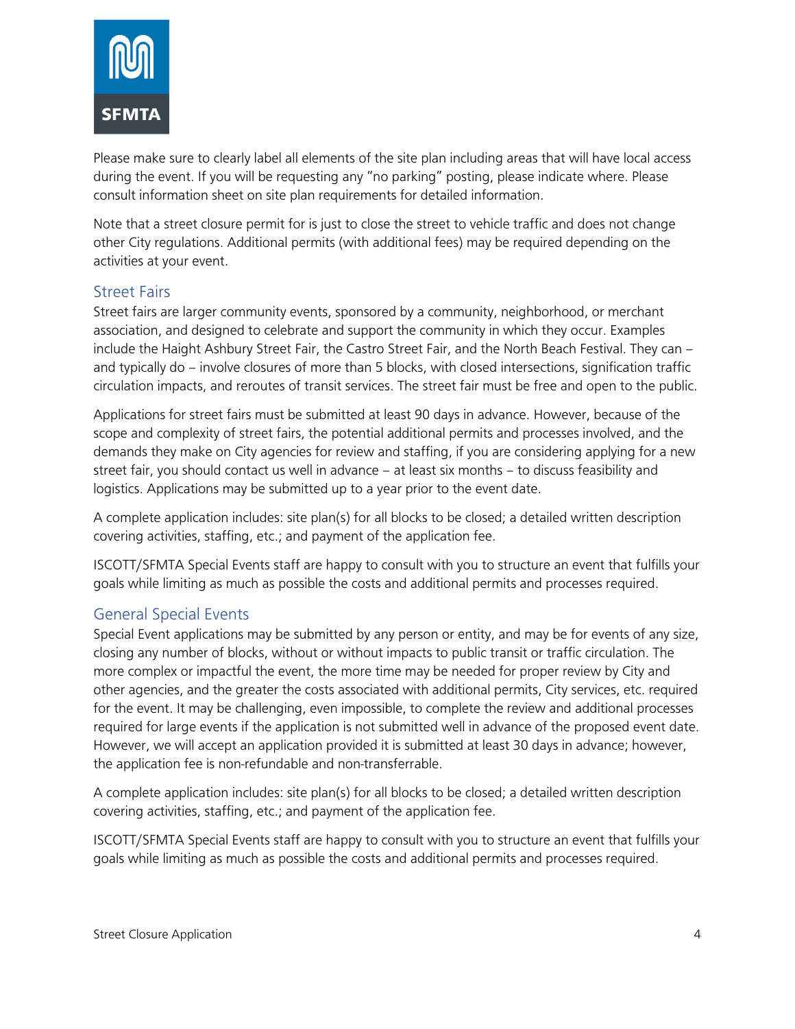Please make sure to clearly label all elements of the site plan including areas that will have local access during the event. If you will be requesting any "no parking" posting, please indicate where. Please consult information sheet on site plan requirements for detailed information.

Note that a street closure permit for is just to close the street to vehicle traffic and does not change other City regulations. Additional permits (with additional fees) may be required depending on the activities at your event.

## Street Fairs

Street fairs are larger community events, sponsored by a community, neighborhood, or merchant association, and designed to celebrate and support the community in which they occur. Examples include the Haight Ashbury Street Fair, the Castro Street Fair, and the North Beach Festival. They can – and typically do – involve closures of more than 5 blocks, with closed intersections, signification traffic circulation impacts, and reroutes of transit services. The street fair must be free and open to the public.

Applications for street fairs must be submitted at least 90 days in advance. However, because of the scope and complexity of street fairs, the potential additional permits and processes involved, and the demands they make on City agencies for review and staffing, if you are considering applying for a new street fair, you should contact us well in advance – at least six months – to discuss feasibility and logistics. Applications may be submitted up to a year prior to the event date.

A complete application includes: site plan(s) for all blocks to be closed; a detailed written description covering activities, staffing, etc.; and payment of the application fee.

ISCOTT/SFMTA Special Events staff are happy to consult with you to structure an event that fulfills your goals while limiting as much as possible the costs and additional permits and processes required.

## General Special Events

Special Event applications may be submitted by any person or entity, and may be for events of any size, closing any number of blocks, without or without impacts to public transit or traffic circulation. The more complex or impactful the event, the more time may be needed for proper review by City and other agencies, and the greater the costs associated with additional permits, City services, etc. required for the event. It may be challenging, even impossible, to complete the review and additional processes required for large events if the application is not submitted well in advance of the proposed event date. However, we will accept an application provided it is submitted at least 30 days in advance; however, the application fee is non-refundable and non-transferrable.

A complete application includes: site plan(s) for all blocks to be closed; a detailed written description covering activities, staffing, etc.; and payment of the application fee.

ISCOTT/SFMTA Special Events staff are happy to consult with you to structure an event that fulfills your goals while limiting as much as possible the costs and additional permits and processes required.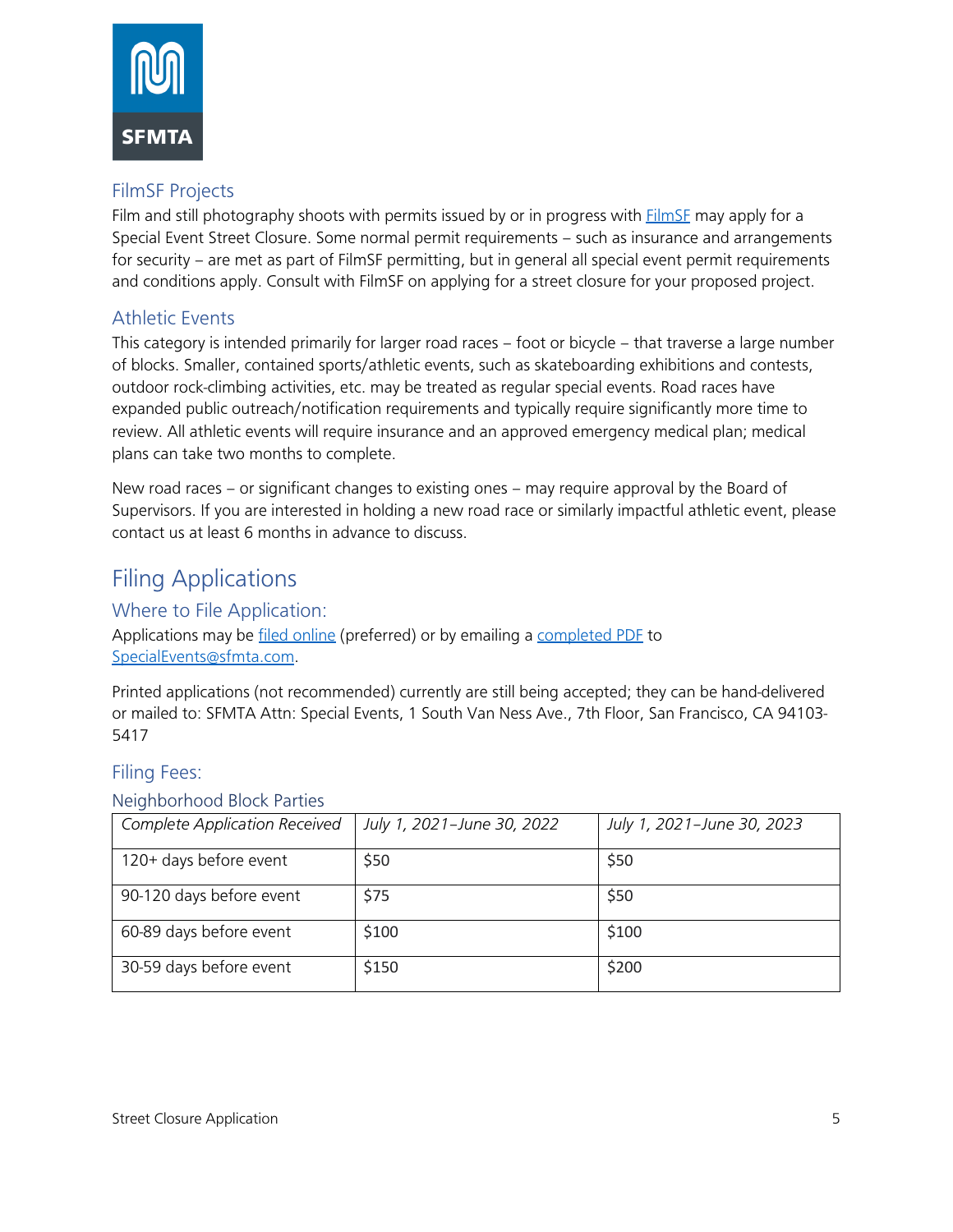### FilmSF Projects

Film and still photography shoots with permits issued by or in progress with FilmSF may apply for a Special Event Street Closure. Some normal permit requirements – such as insurance and arrangements for security – are met as part of FilmSF permitting, but in general all special event permit requirements and conditions apply. Consult with FilmSF on applying for a street closure for your proposed project.

### Athletic Events

This category is intended primarily for larger road races – foot or bicycle – that traverse a large number of blocks. Smaller, contained sports/athletic events, such as skateboarding exhibitions and contests, outdoor rock-climbing activities, etc. may be treated as regular special events. Road races have expanded public outreach/notification requirements and typically require significantly more time to review. All athletic events will require insurance and an approved emergency medical plan; medical plans can take two months to complete.

New road races – or significant changes to existing ones – may require approval by the Board of Supervisors. If you are interested in holding a new road race or similarly impactful athletic event, please contact us at least 6 months in advance to discuss.

## Filing Applications

### Where to File Application:

Applications may be filed online (preferred) or by emailing a completed PDF to SpecialEvents@sfmta.com.

Printed applications (not recommended) currently are still being accepted; they can be hand-delivered or mailed to: SFMTA Attn: Special Events, 1 South Van Ness Ave., 7th Floor, San Francisco, CA 94103-5417

### Filing Fees:

#### Neighborhood Block Parties

| *Complete Application Received* | *July 1, 2021–June 30, 2022* | *July 1, 2021–June 30, 2023* |
|---|---|---|
| 120+ days before event | $50 | $50 |
| 90-120 days before event | $75 | $50 |
| 60-89 days before event | $100 | $100 |
| 30-59 days before event | $150 | $200 |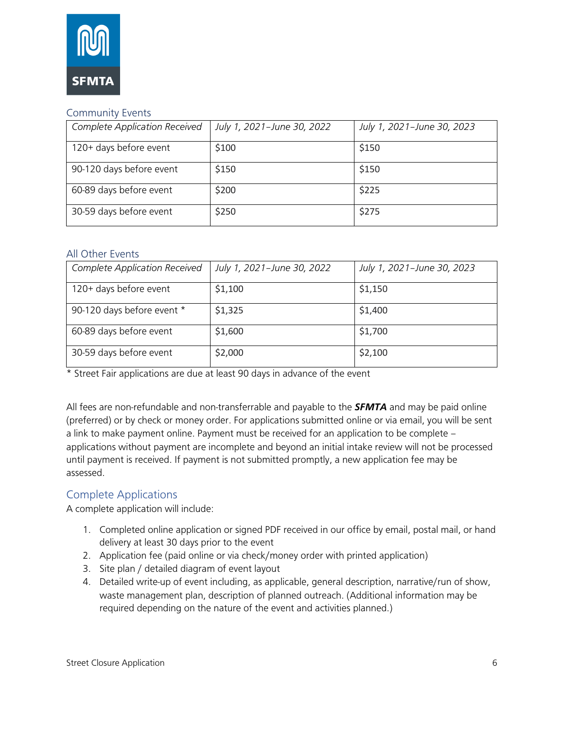## Community Events

| *Complete Application Received* | *July 1, 2021–June 30, 2022* | *July 1, 2021–June 30, 2023* |
|---|---|---|
| 120+ days before event | $100 | $150 |
| 90-120 days before event | $150 | $150 |
| 60-89 days before event | $200 | $225 |
| 30-59 days before event | $250 | $275 |

## All Other Events

| *Complete Application Received* | *July 1, 2021–June 30, 2022* | *July 1, 2021–June 30, 2023* |
|---|---|---|
| 120+ days before event | $1,100 | $1,150 |
| 90-120 days before event * | $1,325 | $1,400 |
| 60-89 days before event | $1,600 | $1,700 |
| 30-59 days before event | $2,000 | $2,100 |

* Street Fair applications are due at least 90 days in advance of the event

All fees are non-refundable and non-transferrable and payable to the ***SFMTA*** and may be paid online (preferred) or by check or money order. For applications submitted online or via email, you will be sent a link to make payment online. Payment must be received for an application to be complete – applications without payment are incomplete and beyond an initial intake review will not be processed until payment is received. If payment is not submitted promptly, a new application fee may be assessed.

## Complete Applications

A complete application will include:

1. Completed online application or signed PDF received in our office by email, postal mail, or hand delivery at least 30 days prior to the event
2. Application fee (paid online or via check/money order with printed application)
3. Site plan / detailed diagram of event layout
4. Detailed write-up of event including, as applicable, general description, narrative/run of show, waste management plan, description of planned outreach. (Additional information may be required depending on the nature of the event and activities planned.)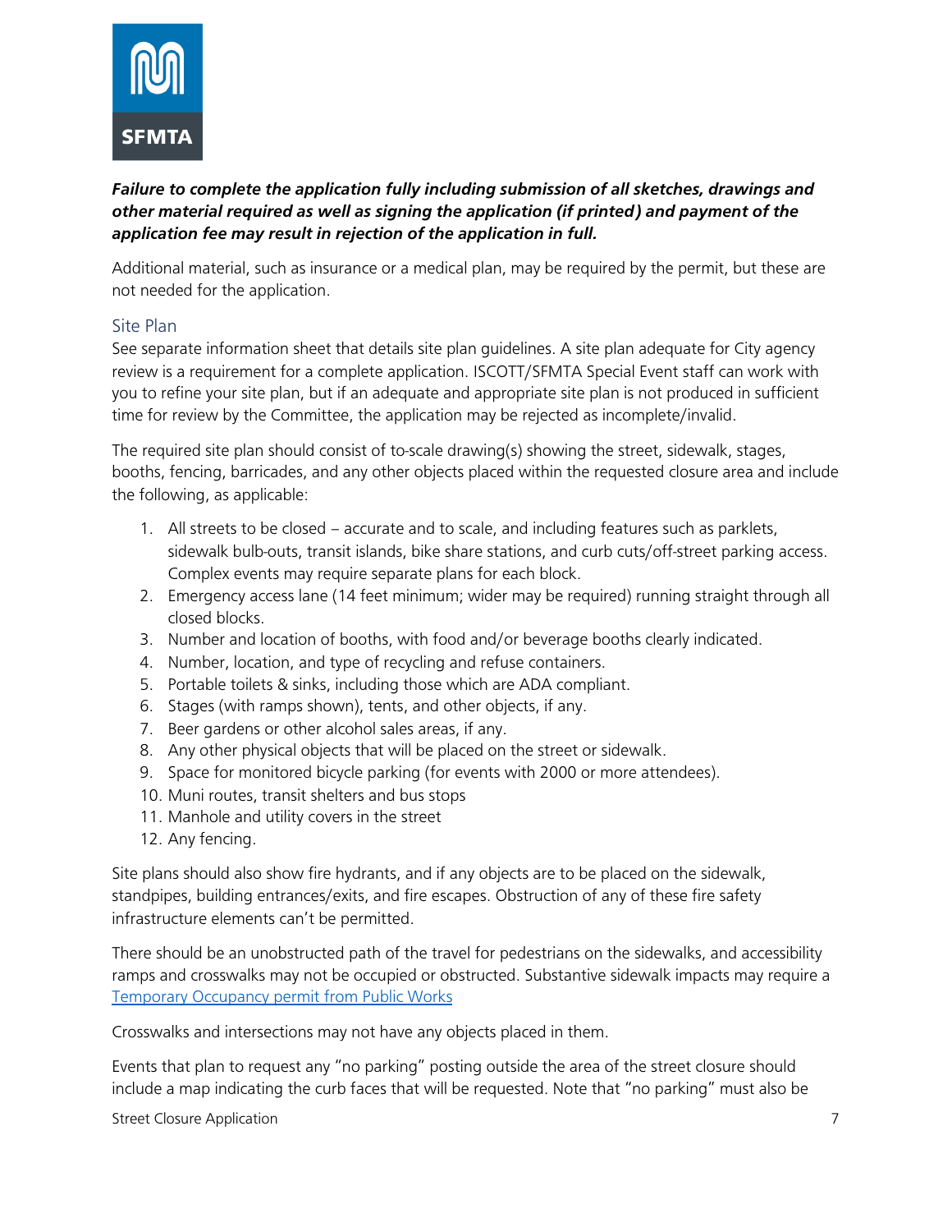***Failure to complete the application fully including submission of all sketches, drawings and other material required as well as signing the application (if printed) and payment of the application fee may result in rejection of the application in full.***

Additional material, such as insurance or a medical plan, may be required by the permit, but these are not needed for the application.

### Site Plan

See separate information sheet that details site plan guidelines. A site plan adequate for City agency review is a requirement for a complete application. ISCOTT/SFMTA Special Event staff can work with you to refine your site plan, but if an adequate and appropriate site plan is not produced in sufficient time for review by the Committee, the application may be rejected as incomplete/invalid.

The required site plan should consist of to-scale drawing(s) showing the street, sidewalk, stages, booths, fencing, barricades, and any other objects placed within the requested closure area and include the following, as applicable:

1. All streets to be closed – accurate and to scale, and including features such as parklets, sidewalk bulb-outs, transit islands, bike share stations, and curb cuts/off-street parking access. Complex events may require separate plans for each block.
2. Emergency access lane (14 feet minimum; wider may be required) running straight through all closed blocks.
3. Number and location of booths, with food and/or beverage booths clearly indicated.
4. Number, location, and type of recycling and refuse containers.
5. Portable toilets & sinks, including those which are ADA compliant.
6. Stages (with ramps shown), tents, and other objects, if any.
7. Beer gardens or other alcohol sales areas, if any.
8. Any other physical objects that will be placed on the street or sidewalk.
9. Space for monitored bicycle parking (for events with 2000 or more attendees).
10. Muni routes, transit shelters and bus stops
11. Manhole and utility covers in the street
12. Any fencing.

Site plans should also show fire hydrants, and if any objects are to be placed on the sidewalk, standpipes, building entrances/exits, and fire escapes. Obstruction of any of these fire safety infrastructure elements can't be permitted.

There should be an unobstructed path of the travel for pedestrians on the sidewalks, and accessibility ramps and crosswalks may not be occupied or obstructed. Substantive sidewalk impacts may require a [Temporary Occupancy permit from Public Works](#)

Crosswalks and intersections may not have any objects placed in them.

Events that plan to request any "no parking" posting outside the area of the street closure should include a map indicating the curb faces that will be requested. Note that "no parking" must also be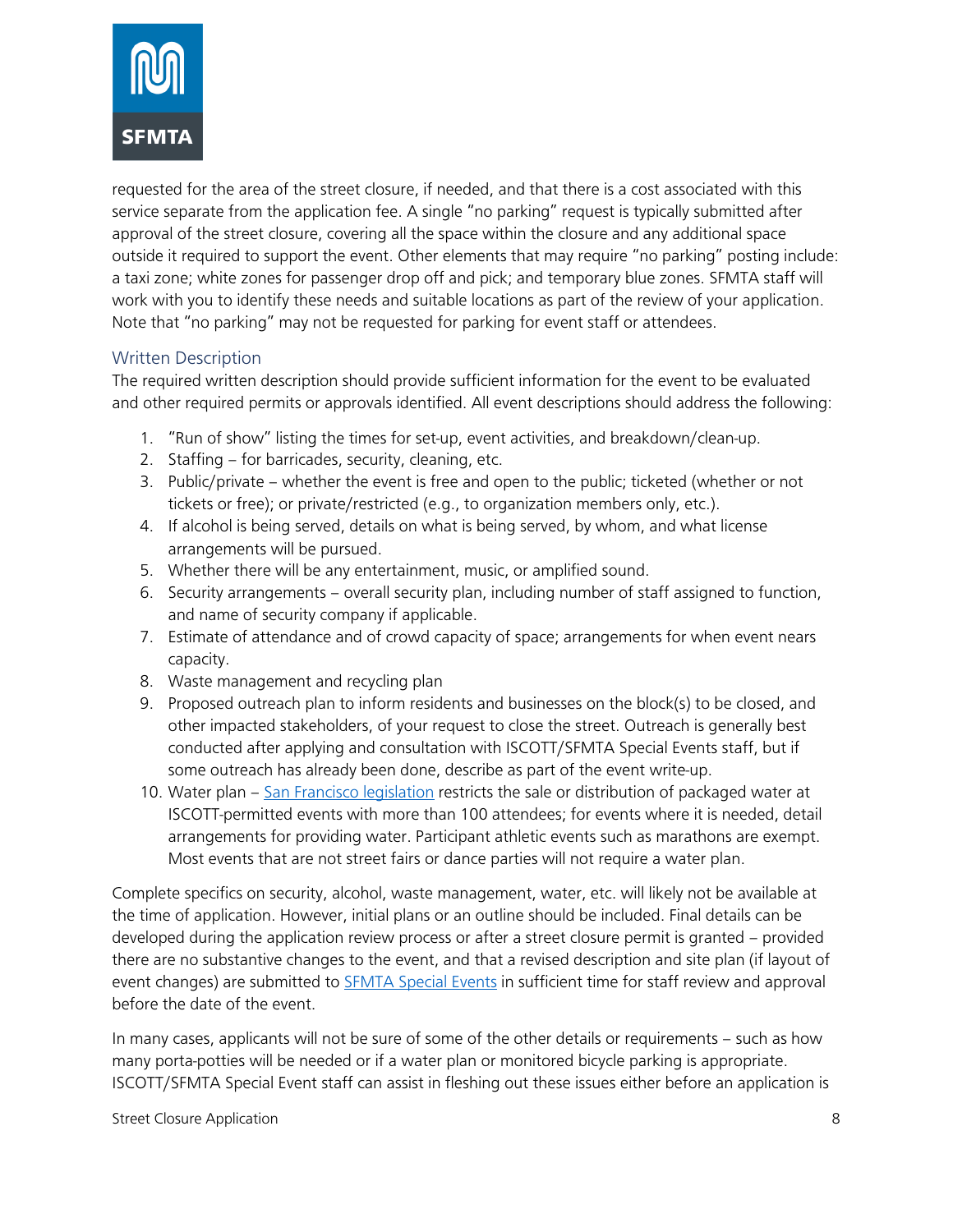requested for the area of the street closure, if needed, and that there is a cost associated with this service separate from the application fee. A single "no parking" request is typically submitted after approval of the street closure, covering all the space within the closure and any additional space outside it required to support the event. Other elements that may require "no parking" posting include: a taxi zone; white zones for passenger drop off and pick; and temporary blue zones. SFMTA staff will work with you to identify these needs and suitable locations as part of the review of your application. Note that "no parking" may not be requested for parking for event staff or attendees.

### Written Description

The required written description should provide sufficient information for the event to be evaluated and other required permits or approvals identified. All event descriptions should address the following:

1. "Run of show" listing the times for set-up, event activities, and breakdown/clean-up.
2. Staffing – for barricades, security, cleaning, etc.
3. Public/private – whether the event is free and open to the public; ticketed (whether or not tickets or free); or private/restricted (e.g., to organization members only, etc.).
4. If alcohol is being served, details on what is being served, by whom, and what license arrangements will be pursued.
5. Whether there will be any entertainment, music, or amplified sound.
6. Security arrangements – overall security plan, including number of staff assigned to function, and name of security company if applicable.
7. Estimate of attendance and of crowd capacity of space; arrangements for when event nears capacity.
8. Waste management and recycling plan
9. Proposed outreach plan to inform residents and businesses on the block(s) to be closed, and other impacted stakeholders, of your request to close the street. Outreach is generally best conducted after applying and consultation with ISCOTT/SFMTA Special Events staff, but if some outreach has already been done, describe as part of the event write-up.
10. Water plan – San Francisco legislation restricts the sale or distribution of packaged water at ISCOTT-permitted events with more than 100 attendees; for events where it is needed, detail arrangements for providing water. Participant athletic events such as marathons are exempt. Most events that are not street fairs or dance parties will not require a water plan.

Complete specifics on security, alcohol, waste management, water, etc. will likely not be available at the time of application. However, initial plans or an outline should be included. Final details can be developed during the application review process or after a street closure permit is granted – provided there are no substantive changes to the event, and that a revised description and site plan (if layout of event changes) are submitted to SFMTA Special Events in sufficient time for staff review and approval before the date of the event.

In many cases, applicants will not be sure of some of the other details or requirements – such as how many porta-potties will be needed or if a water plan or monitored bicycle parking is appropriate. ISCOTT/SFMTA Special Event staff can assist in fleshing out these issues either before an application is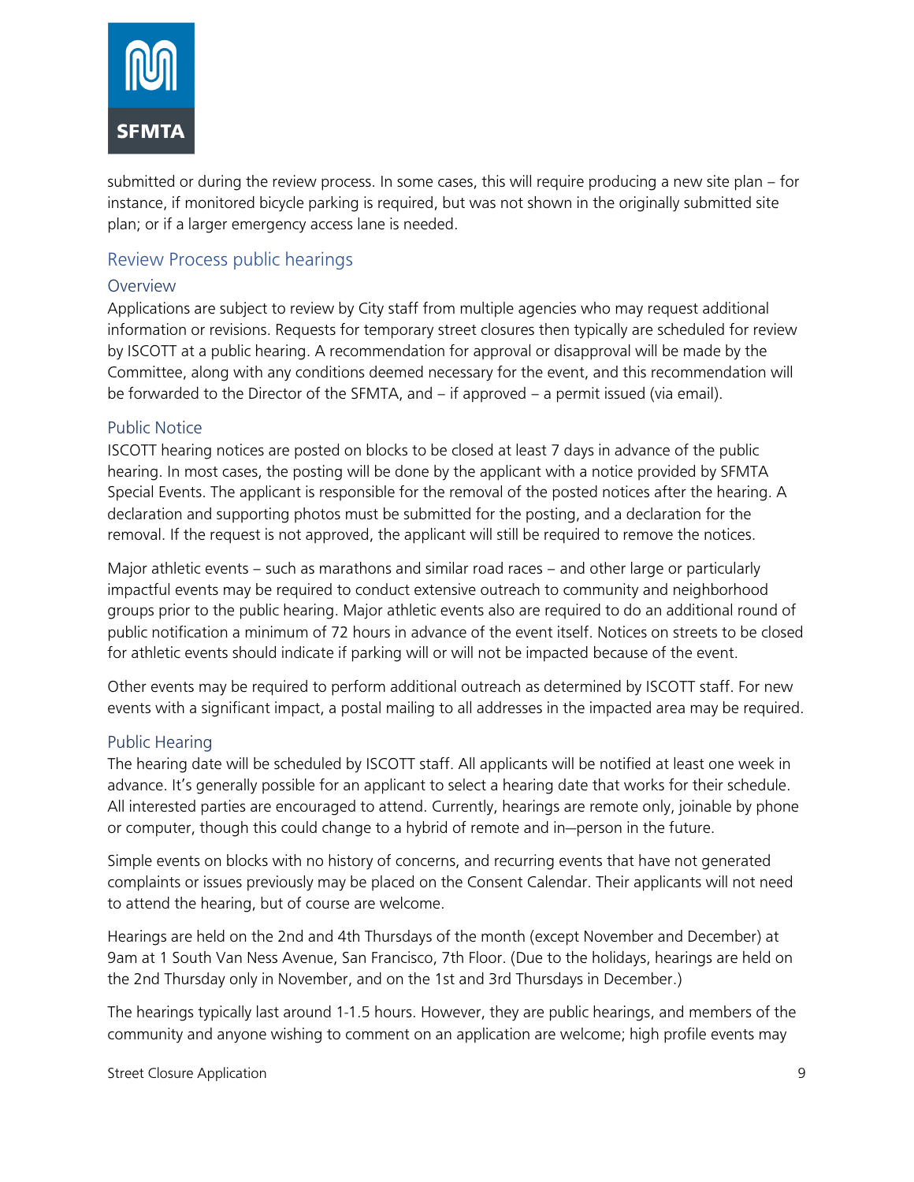submitted or during the review process. In some cases, this will require producing a new site plan – for instance, if monitored bicycle parking is required, but was not shown in the originally submitted site plan; or if a larger emergency access lane is needed.

## Review Process public hearings

### Overview

Applications are subject to review by City staff from multiple agencies who may request additional information or revisions. Requests for temporary street closures then typically are scheduled for review by ISCOTT at a public hearing. A recommendation for approval or disapproval will be made by the Committee, along with any conditions deemed necessary for the event, and this recommendation will be forwarded to the Director of the SFMTA, and – if approved – a permit issued (via email).

### Public Notice

ISCOTT hearing notices are posted on blocks to be closed at least 7 days in advance of the public hearing. In most cases, the posting will be done by the applicant with a notice provided by SFMTA Special Events. The applicant is responsible for the removal of the posted notices after the hearing. A declaration and supporting photos must be submitted for the posting, and a declaration for the removal. If the request is not approved, the applicant will still be required to remove the notices.

Major athletic events – such as marathons and similar road races – and other large or particularly impactful events may be required to conduct extensive outreach to community and neighborhood groups prior to the public hearing. Major athletic events also are required to do an additional round of public notification a minimum of 72 hours in advance of the event itself. Notices on streets to be closed for athletic events should indicate if parking will or will not be impacted because of the event.

Other events may be required to perform additional outreach as determined by ISCOTT staff. For new events with a significant impact, a postal mailing to all addresses in the impacted area may be required.

### Public Hearing

The hearing date will be scheduled by ISCOTT staff. All applicants will be notified at least one week in advance. It's generally possible for an applicant to select a hearing date that works for their schedule. All interested parties are encouraged to attend. Currently, hearings are remote only, joinable by phone or computer, though this could change to a hybrid of remote and in–person in the future.

Simple events on blocks with no history of concerns, and recurring events that have not generated complaints or issues previously may be placed on the Consent Calendar. Their applicants will not need to attend the hearing, but of course are welcome.

Hearings are held on the 2nd and 4th Thursdays of the month (except November and December) at 9am at 1 South Van Ness Avenue, San Francisco, 7th Floor. (Due to the holidays, hearings are held on the 2nd Thursday only in November, and on the 1st and 3rd Thursdays in December.)

The hearings typically last around 1-1.5 hours. However, they are public hearings, and members of the community and anyone wishing to comment on an application are welcome; high profile events may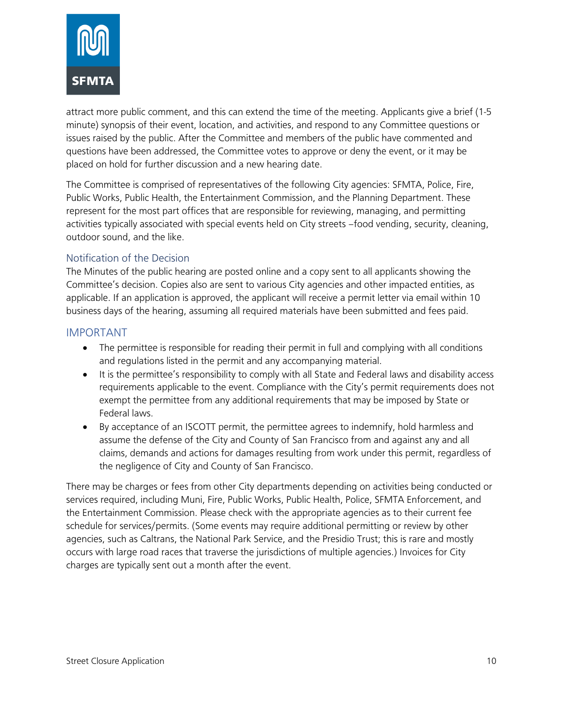attract more public comment, and this can extend the time of the meeting. Applicants give a brief (1-5 minute) synopsis of their event, location, and activities, and respond to any Committee questions or issues raised by the public. After the Committee and members of the public have commented and questions have been addressed, the Committee votes to approve or deny the event, or it may be placed on hold for further discussion and a new hearing date.

The Committee is comprised of representatives of the following City agencies: SFMTA, Police, Fire, Public Works, Public Health, the Entertainment Commission, and the Planning Department. These represent for the most part offices that are responsible for reviewing, managing, and permitting activities typically associated with special events held on City streets –food vending, security, cleaning, outdoor sound, and the like.

### Notification of the Decision

The Minutes of the public hearing are posted online and a copy sent to all applicants showing the Committee's decision. Copies also are sent to various City agencies and other impacted entities, as applicable. If an application is approved, the applicant will receive a permit letter via email within 10 business days of the hearing, assuming all required materials have been submitted and fees paid.

## IMPORTANT

- The permittee is responsible for reading their permit in full and complying with all conditions and regulations listed in the permit and any accompanying material.
- It is the permittee's responsibility to comply with all State and Federal laws and disability access requirements applicable to the event. Compliance with the City's permit requirements does not exempt the permittee from any additional requirements that may be imposed by State or Federal laws.
- By acceptance of an ISCOTT permit, the permittee agrees to indemnify, hold harmless and assume the defense of the City and County of San Francisco from and against any and all claims, demands and actions for damages resulting from work under this permit, regardless of the negligence of City and County of San Francisco.

There may be charges or fees from other City departments depending on activities being conducted or services required, including Muni, Fire, Public Works, Public Health, Police, SFMTA Enforcement, and the Entertainment Commission. Please check with the appropriate agencies as to their current fee schedule for services/permits. (Some events may require additional permitting or review by other agencies, such as Caltrans, the National Park Service, and the Presidio Trust; this is rare and mostly occurs with large road races that traverse the jurisdictions of multiple agencies.) Invoices for City charges are typically sent out a month after the event.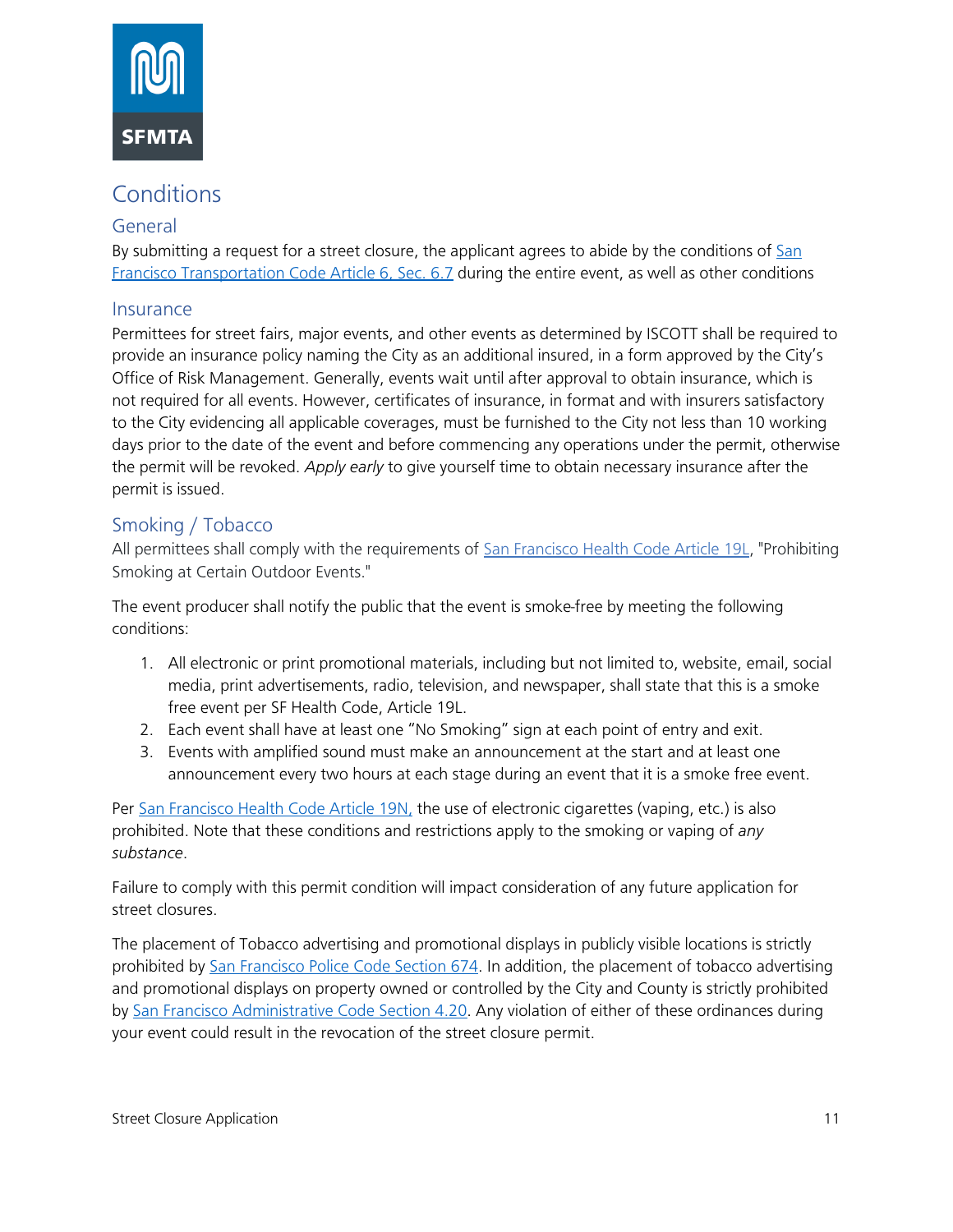# Conditions

## General

By submitting a request for a street closure, the applicant agrees to abide by the conditions of San Francisco Transportation Code Article 6, Sec. 6.7 during the entire event, as well as other conditions

## Insurance

Permittees for street fairs, major events, and other events as determined by ISCOTT shall be required to provide an insurance policy naming the City as an additional insured, in a form approved by the City's Office of Risk Management. Generally, events wait until after approval to obtain insurance, which is not required for all events. However, certificates of insurance, in format and with insurers satisfactory to the City evidencing all applicable coverages, must be furnished to the City not less than 10 working days prior to the date of the event and before commencing any operations under the permit, otherwise the permit will be revoked. *Apply early* to give yourself time to obtain necessary insurance after the permit is issued.

## Smoking / Tobacco

All permittees shall comply with the requirements of San Francisco Health Code Article 19L, "Prohibiting Smoking at Certain Outdoor Events."

The event producer shall notify the public that the event is smoke-free by meeting the following conditions:

1. All electronic or print promotional materials, including but not limited to, website, email, social media, print advertisements, radio, television, and newspaper, shall state that this is a smoke free event per SF Health Code, Article 19L.
2. Each event shall have at least one "No Smoking" sign at each point of entry and exit.
3. Events with amplified sound must make an announcement at the start and at least one announcement every two hours at each stage during an event that it is a smoke free event.

Per San Francisco Health Code Article 19N, the use of electronic cigarettes (vaping, etc.) is also prohibited. Note that these conditions and restrictions apply to the smoking or vaping of *any substance*.

Failure to comply with this permit condition will impact consideration of any future application for street closures.

The placement of Tobacco advertising and promotional displays in publicly visible locations is strictly prohibited by San Francisco Police Code Section 674. In addition, the placement of tobacco advertising and promotional displays on property owned or controlled by the City and County is strictly prohibited by San Francisco Administrative Code Section 4.20. Any violation of either of these ordinances during your event could result in the revocation of the street closure permit.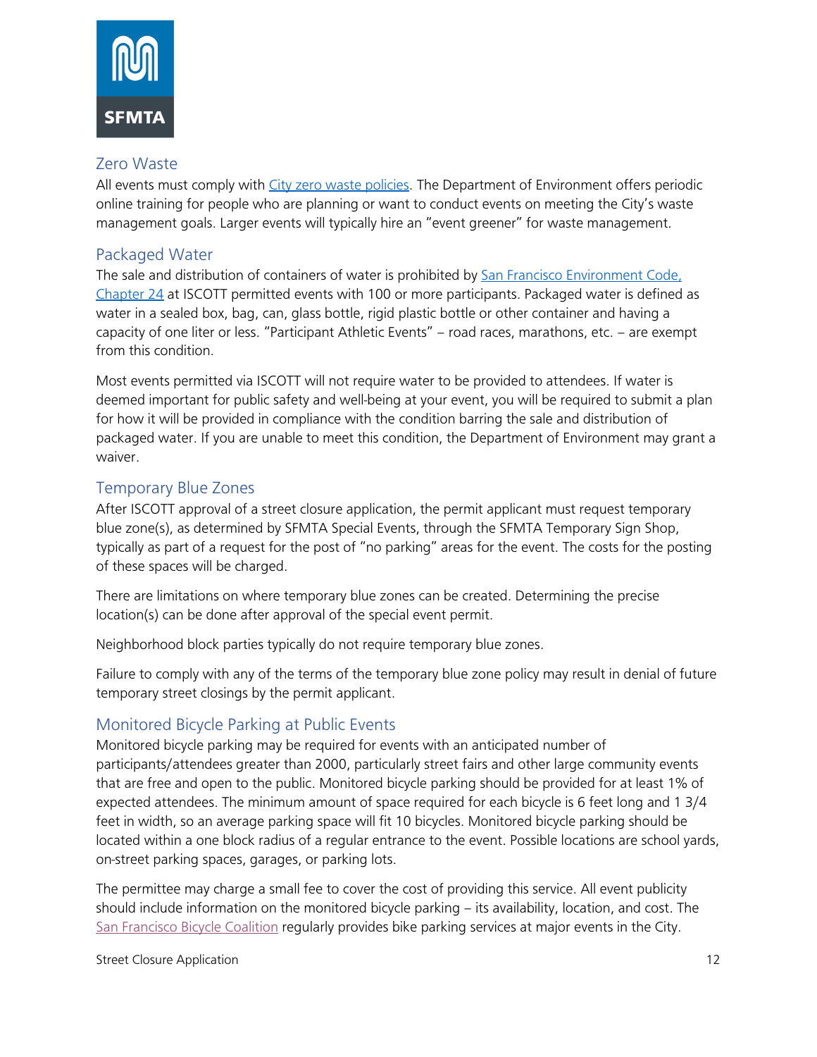## Zero Waste

All events must comply with [City zero waste policies](). The Department of Environment offers periodic online training for people who are planning or want to conduct events on meeting the City's waste management goals. Larger events will typically hire an "event greener" for waste management.

## Packaged Water

The sale and distribution of containers of water is prohibited by [San Francisco Environment Code, Chapter 24]() at ISCOTT permitted events with 100 or more participants. Packaged water is defined as water in a sealed box, bag, can, glass bottle, rigid plastic bottle or other container and having a capacity of one liter or less. "Participant Athletic Events" – road races, marathons, etc. – are exempt from this condition.

Most events permitted via ISCOTT will not require water to be provided to attendees. If water is deemed important for public safety and well-being at your event, you will be required to submit a plan for how it will be provided in compliance with the condition barring the sale and distribution of packaged water. If you are unable to meet this condition, the Department of Environment may grant a waiver.

## Temporary Blue Zones

After ISCOTT approval of a street closure application, the permit applicant must request temporary blue zone(s), as determined by SFMTA Special Events, through the SFMTA Temporary Sign Shop, typically as part of a request for the post of "no parking" areas for the event. The costs for the posting of these spaces will be charged.

There are limitations on where temporary blue zones can be created. Determining the precise location(s) can be done after approval of the special event permit.

Neighborhood block parties typically do not require temporary blue zones.

Failure to comply with any of the terms of the temporary blue zone policy may result in denial of future temporary street closings by the permit applicant.

## Monitored Bicycle Parking at Public Events

Monitored bicycle parking may be required for events with an anticipated number of participants/attendees greater than 2000, particularly street fairs and other large community events that are free and open to the public. Monitored bicycle parking should be provided for at least 1% of expected attendees. The minimum amount of space required for each bicycle is 6 feet long and 1 3/4 feet in width, so an average parking space will fit 10 bicycles. Monitored bicycle parking should be located within a one block radius of a regular entrance to the event. Possible locations are school yards, on-street parking spaces, garages, or parking lots.

The permittee may charge a small fee to cover the cost of providing this service. All event publicity should include information on the monitored bicycle parking – its availability, location, and cost. The [San Francisco Bicycle Coalition]() regularly provides bike parking services at major events in the City.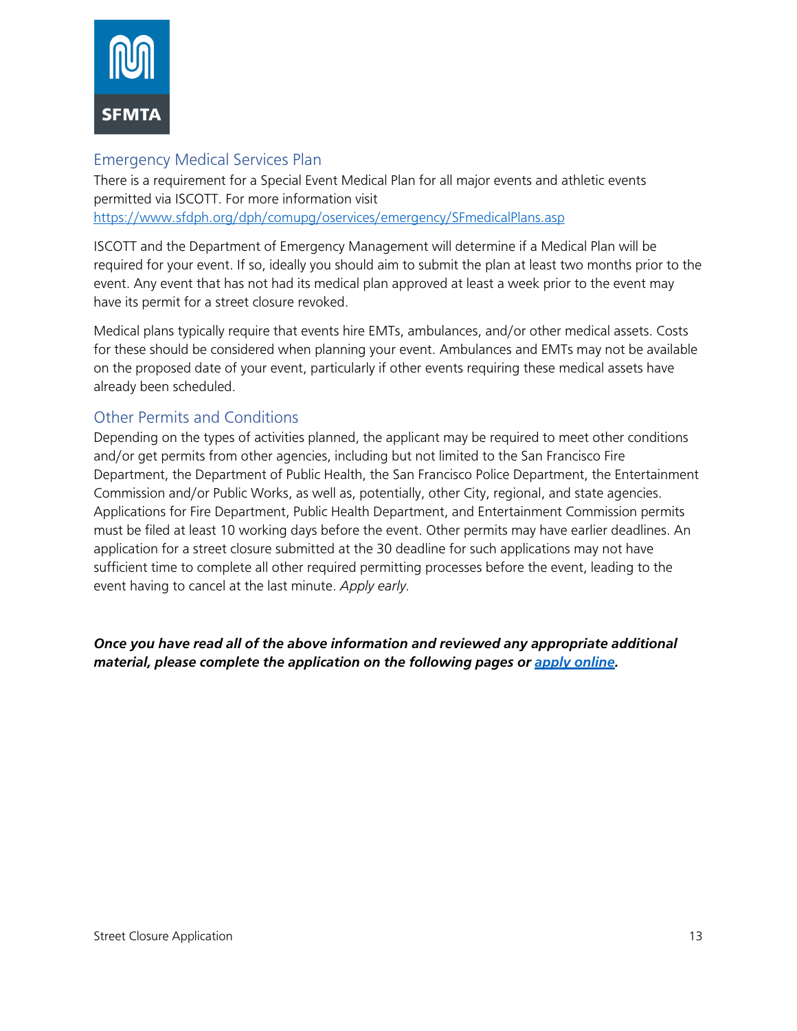## Emergency Medical Services Plan

There is a requirement for a Special Event Medical Plan for all major events and athletic events permitted via ISCOTT. For more information visit [https://www.sfdph.org/dph/comupg/oservices/emergency/SFmedicalPlans.asp](https://www.sfdph.org/dph/comupg/oservices/emergency/SFmedicalPlans.asp)

ISCOTT and the Department of Emergency Management will determine if a Medical Plan will be required for your event. If so, ideally you should aim to submit the plan at least two months prior to the event. Any event that has not had its medical plan approved at least a week prior to the event may have its permit for a street closure revoked.

Medical plans typically require that events hire EMTs, ambulances, and/or other medical assets. Costs for these should be considered when planning your event. Ambulances and EMTs may not be available on the proposed date of your event, particularly if other events requiring these medical assets have already been scheduled.

## Other Permits and Conditions

Depending on the types of activities planned, the applicant may be required to meet other conditions and/or get permits from other agencies, including but not limited to the San Francisco Fire Department, the Department of Public Health, the San Francisco Police Department, the Entertainment Commission and/or Public Works, as well as, potentially, other City, regional, and state agencies. Applications for Fire Department, Public Health Department, and Entertainment Commission permits must be filed at least 10 working days before the event. Other permits may have earlier deadlines. An application for a street closure submitted at the 30 deadline for such applications may not have sufficient time to complete all other required permitting processes before the event, leading to the event having to cancel at the last minute. *Apply early.*

***Once you have read all of the above information and reviewed any appropriate additional material, please complete the application on the following pages or [apply online](apply online).***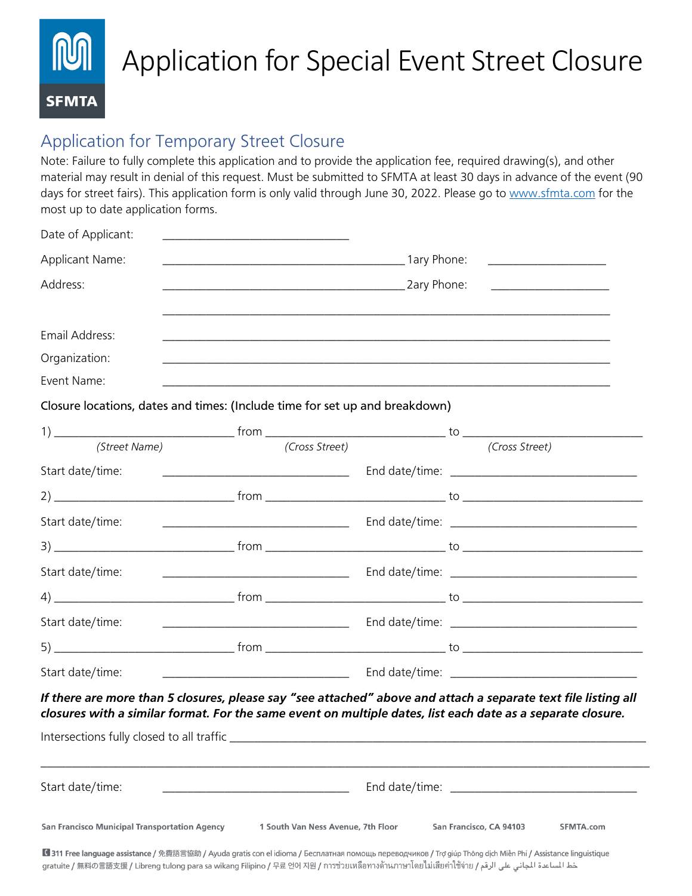# Application for Special Event Street Closure

## Application for Temporary Street Closure

Note: Failure to fully complete this application and to provide the application fee, required drawing(s), and other material may result in denial of this request. Must be submitted to SFMTA at least 30 days in advance of the event (90 days for street fairs). This application form is only valid through June 30, 2022. Please go to www.sfmta.com for the most up to date application forms.

Date of Applicant: ______________________________

Applicant Name: ________________________________________ 1ary Phone: ____________________

Address: ________________________________________ 2ary Phone: ____________________

________________________________________________________________________

Email Address: ________________________________________________________________________

Organization: ________________________________________________________________________

Event Name: ________________________________________________________________________

**Closure locations, dates and times: (Include time for set up and breakdown)**

1) ____________________________ from ____________________________ to ____________________________
*(Street Name)* *(Cross Street)* *(Cross Street)*

Start date/time: ______________________________ End date/time: ______________________________

2) ____________________________ from ____________________________ to ____________________________

Start date/time: ______________________________ End date/time: ______________________________

3) ____________________________ from ____________________________ to ____________________________

Start date/time: ______________________________ End date/time: ______________________________

4) ____________________________ from ____________________________ to ____________________________

Start date/time: ______________________________ End date/time: ______________________________

5) ____________________________ from ____________________________ to ____________________________

Start date/time: ______________________________ End date/time: ______________________________

***If there are more than 5 closures, please say "see attached" above and attach a separate text file listing all closures with a similar format. For the same event on multiple dates, list each date as a separate closure.***

Intersections fully closed to all traffic ________________________________________________________________________

________________________________________________________________________________________________

Start date/time: ______________________________ End date/time: ______________________________

San Francisco Municipal Transportation Agency | 1 South Van Ness Avenue, 7th Floor | San Francisco, CA 94103 | SFMTA.com

311 Free language assistance / 免費語言協助 / Ayuda gratis con el idioma / Бесплатная помощь переводчиков / Trợ giúp Thông dịch Miễn Phí / Assistance linguistique gratuite / 無料の言語支援 / Libreng tulong para sa wikang Filipino / 무료 언어 지원 / การช่วยเหลือทางด้านภาษาโดยไม่เสียค่าใช้จ่าย / خط المساعدة المجاني على الرقم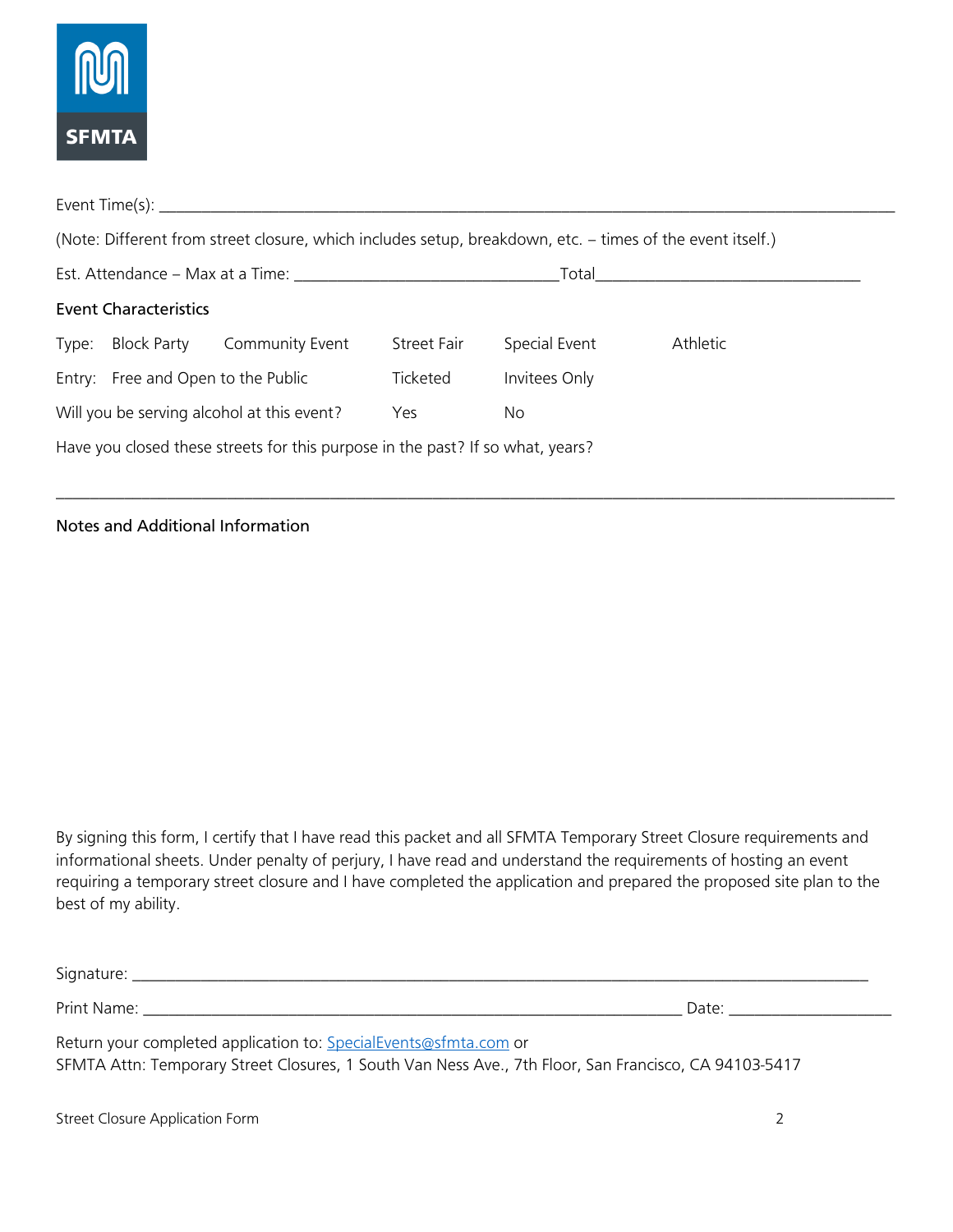Event Time(s): ___________________________________________________________________________________

(Note: Different from street closure, which includes setup, breakdown, etc. – times of the event itself.)

Est. Attendance – Max at a Time: ______________________________Total______________________________

**Event Characteristics**

| | | | | | |
|---|---|---|---|---|---|
| Type: | Block Party | Community Event | Street Fair | Special Event | Athletic |
| Entry: | Free and Open to the Public | | Ticketed | Invitees Only | |
| Will you be serving alcohol at this event? | | | Yes | No | |

Have you closed these streets for this purpose in the past? If so what, years?

___________________________________________________________________________________________

**Notes and Additional Information**

By signing this form, I certify that I have read this packet and all SFMTA Temporary Street Closure requirements and informational sheets. Under penalty of perjury, I have read and understand the requirements of hosting an event requiring a temporary street closure and I have completed the application and prepared the proposed site plan to the best of my ability.

Signature: ___________________________________________________________________________________

Print Name: ______________________________________________________________ Date: __________________

Return your completed application to: SpecialEvents@sfmta.com or
SFMTA Attn: Temporary Street Closures, 1 South Van Ness Ave., 7th Floor, San Francisco, CA 94103-5417